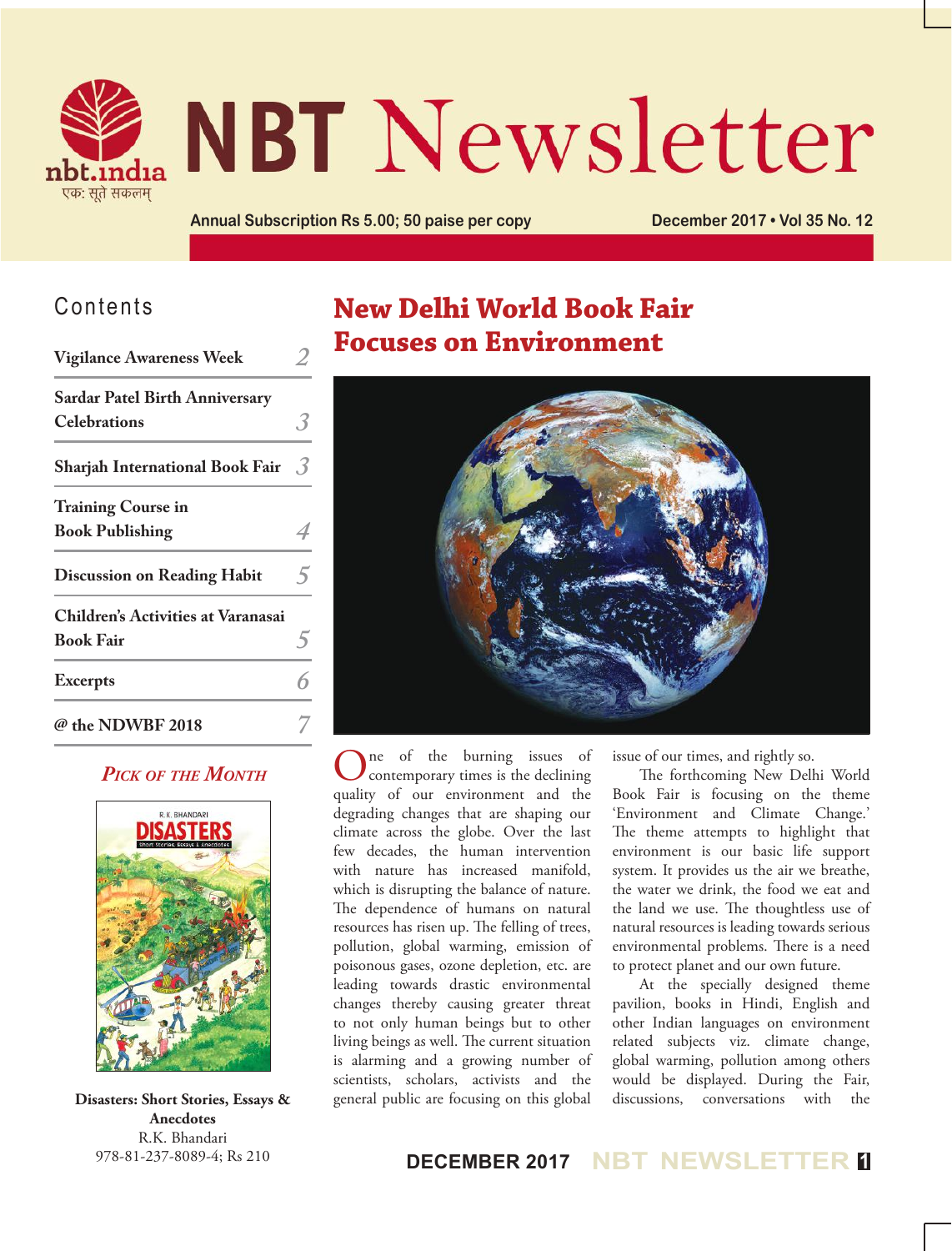# NBT Newsletter

nbt.india
एक: सूते सकलम्

Annual Subscription Rs 5.00; 50 paise per copy

December 2017 • Vol 35 No. 12

## Contents

| | |
|---|---|
| Vigilance Awareness Week | 2 |
| Sardar Patel Birth Anniversary Celebrations | 3 |
| Sharjah International Book Fair | 3 |
| Training Course in Book Publishing | 4 |
| Discussion on Reading Habit | 5 |
| Children's Activities at Varanasai Book Fair | 5 |
| Excerpts | 6 |
| @ the NDWBF 2018 | 7 |

### *Pick of the Month*

**Disasters: Short Stories, Essays & Anecdotes**
R.K. Bhandari
978-81-237-8089-4; Rs 210

## New Delhi World Book Fair Focuses on Environment

One of the burning issues of contemporary times is the declining quality of our environment and the degrading changes that are shaping our climate across the globe. Over the last few decades, the human intervention with nature has increased manifold, which is disrupting the balance of nature. The dependence of humans on natural resources has risen up. The felling of trees, pollution, global warming, emission of poisonous gases, ozone depletion, etc. are leading towards drastic environmental changes thereby causing greater threat to not only human beings but to other living beings as well. The current situation is alarming and a growing number of scientists, scholars, activists and the general public are focusing on this global issue of our times, and rightly so.

The forthcoming New Delhi World Book Fair is focusing on the theme 'Environment and Climate Change.' The theme attempts to highlight that environment is our basic life support system. It provides us the air we breathe, the water we drink, the food we eat and the land we use. The thoughtless use of natural resources is leading towards serious environmental problems. There is a need to protect planet and our own future.

At the specially designed theme pavilion, books in Hindi, English and other Indian languages on environment related subjects viz. climate change, global warming, pollution among others would be displayed. During the Fair, discussions, conversations with the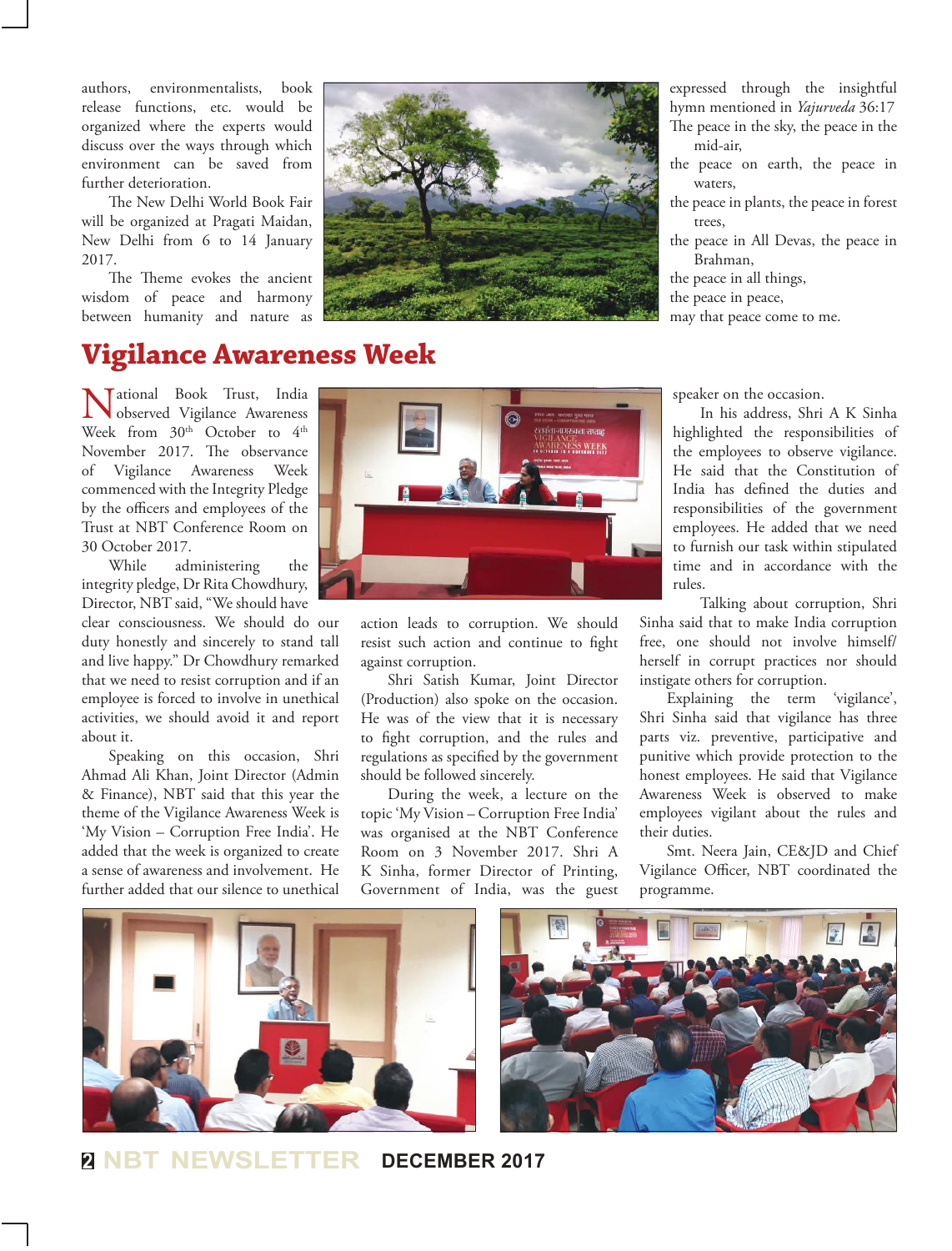authors, environmentalists, book release functions, etc. would be organized where the experts would discuss over the ways through which environment can be saved from further deterioration.

The New Delhi World Book Fair will be organized at Pragati Maidan, New Delhi from 6 to 14 January 2017.

The Theme evokes the ancient wisdom of peace and harmony between humanity and nature as expressed through the insightful hymn mentioned in *Yajurveda* 36:17

The peace in the sky, the peace in the mid-air,
the peace on earth, the peace in waters,
the peace in plants, the peace in forest trees,
the peace in All Devas, the peace in Brahman,
the peace in all things,
the peace in peace,
may that peace come to me.

# Vigilance Awareness Week

National Book Trust, India observed Vigilance Awareness Week from 30th October to 4th November 2017. The observance of Vigilance Awareness Week commenced with the Integrity Pledge by the officers and employees of the Trust at NBT Conference Room on 30 October 2017.

While administering the integrity pledge, Dr Rita Chowdhury, Director, NBT said, "We should have clear consciousness. We should do our duty honestly and sincerely to stand tall and live happy." Dr Chowdhury remarked that we need to resist corruption and if an employee is forced to involve in unethical activities, we should avoid it and report about it.

Speaking on this occasion, Shri Ahmad Ali Khan, Joint Director (Admin & Finance), NBT said that this year the theme of the Vigilance Awareness Week is 'My Vision – Corruption Free India'. He added that the week is organized to create a sense of awareness and involvement. He further added that our silence to unethical action leads to corruption. We should resist such action and continue to fight against corruption.

Shri Satish Kumar, Joint Director (Production) also spoke on the occasion. He was of the view that it is necessary to fight corruption, and the rules and regulations as specified by the government should be followed sincerely.

During the week, a lecture on the topic 'My Vision – Corruption Free India' was organised at the NBT Conference Room on 3 November 2017. Shri A K Sinha, former Director of Printing, Government of India, was the guest speaker on the occasion.

In his address, Shri A K Sinha highlighted the responsibilities of the employees to observe vigilance. He said that the Constitution of India has defined the duties and responsibilities of the government employees. He added that we need to furnish our task within stipulated time and in accordance with the rules.

Talking about corruption, Shri Sinha said that to make India corruption free, one should not involve himself/herself in corrupt practices nor should instigate others for corruption.

Explaining the term 'vigilance', Shri Sinha said that vigilance has three parts viz. preventive, participative and punitive which provide protection to the honest employees. He said that Vigilance Awareness Week is observed to make employees vigilant about the rules and their duties.

Smt. Neera Jain, CE&JD and Chief Vigilance Officer, NBT coordinated the programme.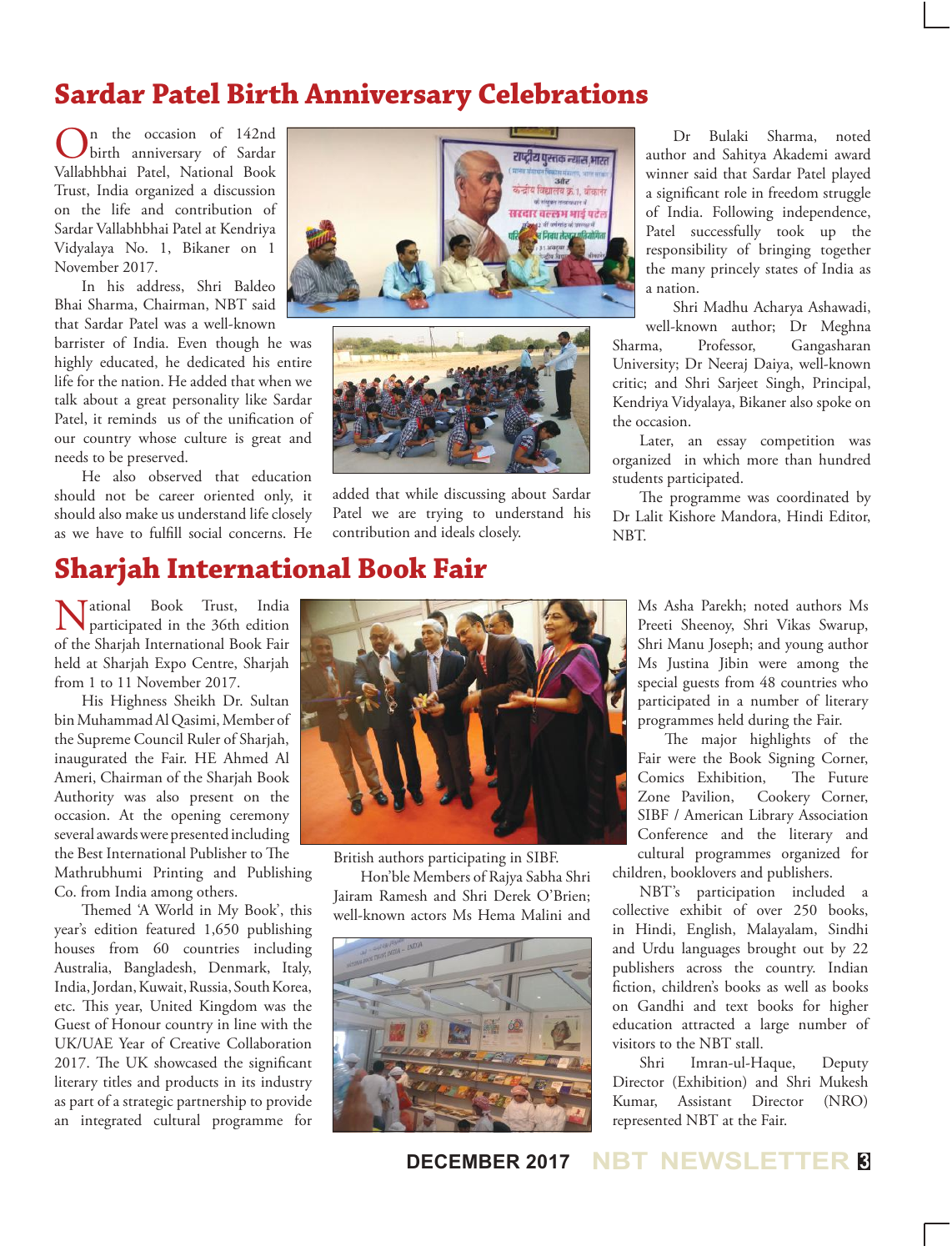## Sardar Patel Birth Anniversary Celebrations

On the occasion of 142nd birth anniversary of Sardar Vallabhbhai Patel, National Book Trust, India organized a discussion on the life and contribution of Sardar Vallabhbhai Patel at Kendriya Vidyalaya No. 1, Bikaner on 1 November 2017.

In his address, Shri Baldeo Bhai Sharma, Chairman, NBT said that Sardar Patel was a well-known barrister of India. Even though he was highly educated, he dedicated his entire life for the nation. He added that when we talk about a great personality like Sardar Patel, it reminds us of the unification of our country whose culture is great and needs to be preserved.

He also observed that education should not be career oriented only, it should also make us understand life closely as we have to fulfill social concerns. He added that while discussing about Sardar Patel we are trying to understand his contribution and ideals closely.

Dr Bulaki Sharma, noted author and Sahitya Akademi award winner said that Sardar Patel played a significant role in freedom struggle of India. Following independence, Patel successfully took up the responsibility of bringing together the many princely states of India as a nation.

Shri Madhu Acharya Ashawadi, well-known author; Dr Meghna Sharma, Professor, Gangasharan University; Dr Neeraj Daiya, well-known critic; and Shri Sarjeet Singh, Principal, Kendriya Vidyalaya, Bikaner also spoke on the occasion.

Later, an essay competition was organized in which more than hundred students participated.

The programme was coordinated by Dr Lalit Kishore Mandora, Hindi Editor, NBT.

## Sharjah International Book Fair

National Book Trust, India participated in the 36th edition of the Sharjah International Book Fair held at Sharjah Expo Centre, Sharjah from 1 to 11 November 2017.

His Highness Sheikh Dr. Sultan bin Muhammad Al Qasimi, Member of the Supreme Council Ruler of Sharjah, inaugurated the Fair. HE Ahmed Al Ameri, Chairman of the Sharjah Book Authority was also present on the occasion. At the opening ceremony several awards were presented including the Best International Publisher to The Mathrubhumi Printing and Publishing Co. from India among others.

Themed 'A World in My Book', this year's edition featured 1,650 publishing houses from 60 countries including Australia, Bangladesh, Denmark, Italy, India, Jordan, Kuwait, Russia, South Korea, etc. This year, United Kingdom was the Guest of Honour country in line with the UK/UAE Year of Creative Collaboration 2017. The UK showcased the significant literary titles and products in its industry as part of a strategic partnership to provide an integrated cultural programme for British authors participating in SIBF.

Hon'ble Members of Rajya Sabha Shri Jairam Ramesh and Shri Derek O'Brien; well-known actors Ms Hema Malini and Ms Asha Parekh; noted authors Ms Preeti Sheenoy, Shri Vikas Swarup, Shri Manu Joseph; and young author Ms Justina Jibin were among the special guests from 48 countries who participated in a number of literary programmes held during the Fair.

The major highlights of the Fair were the Book Signing Corner, Comics Exhibition, The Future Zone Pavilion, Cookery Corner, SIBF / American Library Association Conference and the literary and cultural programmes organized for children, booklovers and publishers.

NBT's participation included a collective exhibit of over 250 books, in Hindi, English, Malayalam, Sindhi and Urdu languages brought out by 22 publishers across the country. Indian fiction, children's books as well as books on Gandhi and text books for higher education attracted a large number of visitors to the NBT stall.

Shri Imran-ul-Haque, Deputy Director (Exhibition) and Shri Mukesh Kumar, Assistant Director (NRO) represented NBT at the Fair.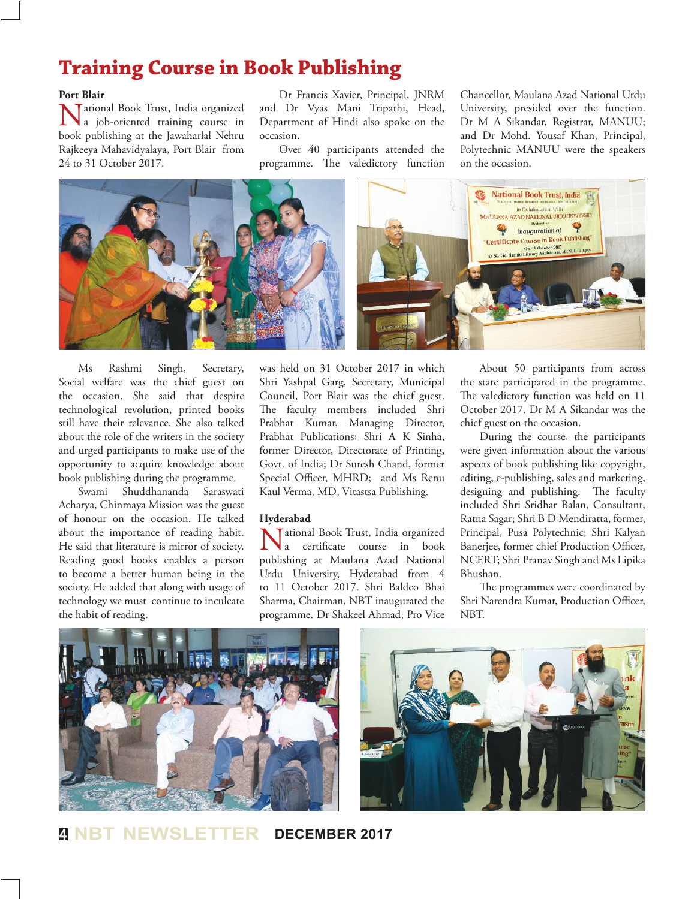# Training Course in Book Publishing

### Port Blair

National Book Trust, India organized a job-oriented training course in book publishing at the Jawaharlal Nehru Rajkeeya Mahavidyalaya, Port Blair from 24 to 31 October 2017.

Ms Rashmi Singh, Secretary, Social welfare was the chief guest on the occasion. She said that despite technological revolution, printed books still have their relevance. She also talked about the role of the writers in the society and urged participants to make use of the opportunity to acquire knowledge about book publishing during the programme.

Swami Shuddhananda Saraswati Acharya, Chinmaya Mission was the guest of honour on the occasion. He talked about the importance of reading habit. He said that literature is mirror of society. Reading good books enables a person to become a better human being in the society. He added that along with usage of technology we must continue to inculcate the habit of reading.

Dr Francis Xavier, Principal, JNRM and Dr Vyas Mani Tripathi, Head, Department of Hindi also spoke on the occasion.

Over 40 participants attended the programme. The valedictory function was held on 31 October 2017 in which Shri Yashpal Garg, Secretary, Municipal Council, Port Blair was the chief guest. The faculty members included Shri Prabhat Kumar, Managing Director, Prabhat Publications; Shri A K Sinha, former Director, Directorate of Printing, Govt. of India; Dr Suresh Chand, former Special Officer, MHRD; and Ms Renu Kaul Verma, MD, Vitastsa Publishing.

### Hyderabad

National Book Trust, India organized a certificate course in book publishing at Maulana Azad National Urdu University, Hyderabad from 4 to 11 October 2017. Shri Baldeo Bhai Sharma, Chairman, NBT inaugurated the programme. Dr Shakeel Ahmad, Pro Vice Chancellor, Maulana Azad National Urdu University, presided over the function. Dr M A Sikandar, Registrar, MANUU; and Dr Mohd. Yousaf Khan, Principal, Polytechnic MANUU were the speakers on the occasion.

About 50 participants from across the state participated in the programme. The valedictory function was held on 11 October 2017. Dr M A Sikandar was the chief guest on the occasion.

During the course, the participants were given information about the various aspects of book publishing like copyright, editing, e-publishing, sales and marketing, designing and publishing. The faculty included Shri Sridhar Balan, Consultant, Ratna Sagar; Shri B D Mendiratta, former, Principal, Pusa Polytechnic; Shri Kalyan Banerjee, former chief Production Officer, NCERT; Shri Pranav Singh and Ms Lipika Bhushan.

The programmes were coordinated by Shri Narendra Kumar, Production Officer, NBT.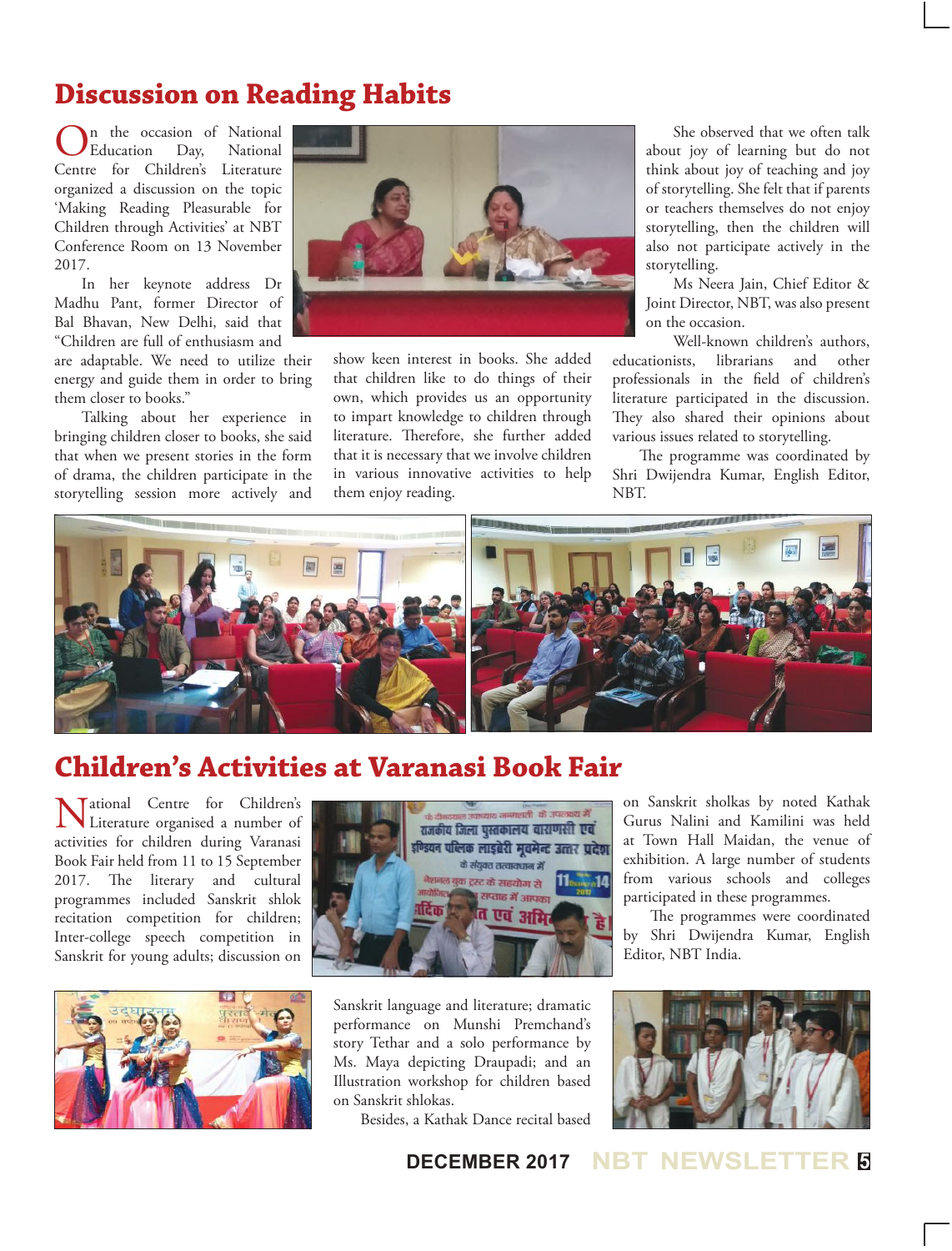# Discussion on Reading Habits

On the occasion of National Education Day, National Centre for Children's Literature organized a discussion on the topic 'Making Reading Pleasurable for Children through Activities' at NBT Conference Room on 13 November 2017.

In her keynote address Dr Madhu Pant, former Director of Bal Bhavan, New Delhi, said that "Children are full of enthusiasm and are adaptable. We need to utilize their energy and guide them in order to bring them closer to books."

Talking about her experience in bringing children closer to books, she said that when we present stories in the form of drama, the children participate in the storytelling session more actively and show keen interest in books. She added that children like to do things of their own, which provides us an opportunity to impart knowledge to children through literature. Therefore, she further added that it is necessary that we involve children in various innovative activities to help them enjoy reading.

She observed that we often talk about joy of learning but do not think about joy of teaching and joy of storytelling. She felt that if parents or teachers themselves do not enjoy storytelling, then the children will also not participate actively in the storytelling.

Ms Neera Jain, Chief Editor & Joint Director, NBT, was also present on the occasion.

Well-known children's authors, educationists, librarians and other professionals in the field of children's literature participated in the discussion. They also shared their opinions about various issues related to storytelling.

The programme was coordinated by Shri Dwijendra Kumar, English Editor, NBT.

# Children's Activities at Varanasi Book Fair

National Centre for Children's Literature organised a number of activities for children during Varanasi Book Fair held from 11 to 15 September 2017. The literary and cultural programmes included Sanskrit shlok recitation competition for children; Inter-college speech competition in Sanskrit for young adults; discussion on Sanskrit language and literature; dramatic performance on Munshi Premchand's story Tethar and a solo performance by Ms. Maya depicting Draupadi; and an Illustration workshop for children based on Sanskrit shlokas.

Besides, a Kathak Dance recital based on Sanskrit sholkas by noted Kathak Gurus Nalini and Kamilini was held at Town Hall Maidan, the venue of exhibition. A large number of students from various schools and colleges participated in these programmes.

The programmes were coordinated by Shri Dwijendra Kumar, English Editor, NBT India.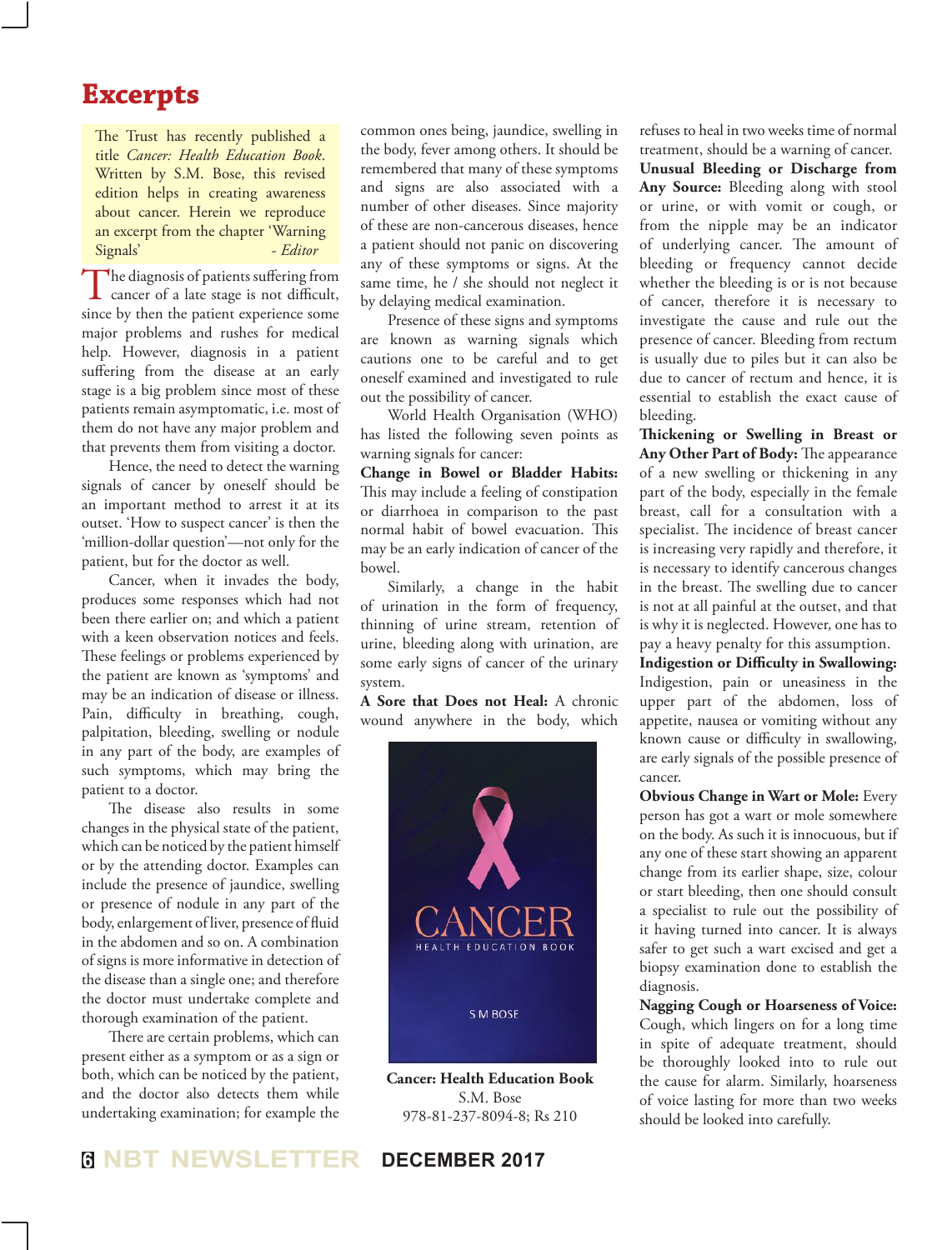# Excerpts

The Trust has recently published a title *Cancer: Health Education Book*. Written by S.M. Bose, this revised edition helps in creating awareness about cancer. Herein we reproduce an excerpt from the chapter 'Warning Signals' *- Editor*

The diagnosis of patients suffering from cancer of a late stage is not difficult, since by then the patient experience some major problems and rushes for medical help. However, diagnosis in a patient suffering from the disease at an early stage is a big problem since most of these patients remain asymptomatic, i.e. most of them do not have any major problem and that prevents them from visiting a doctor.

Hence, the need to detect the warning signals of cancer by oneself should be an important method to arrest it at its outset. 'How to suspect cancer' is then the 'million-dollar question'—not only for the patient, but for the doctor as well.

Cancer, when it invades the body, produces some responses which had not been there earlier on; and which a patient with a keen observation notices and feels. These feelings or problems experienced by the patient are known as 'symptoms' and may be an indication of disease or illness. Pain, difficulty in breathing, cough, palpitation, bleeding, swelling or nodule in any part of the body, are examples of such symptoms, which may bring the patient to a doctor.

The disease also results in some changes in the physical state of the patient, which can be noticed by the patient himself or by the attending doctor. Examples can include the presence of jaundice, swelling or presence of nodule in any part of the body, enlargement of liver, presence of fluid in the abdomen and so on. A combination of signs is more informative in detection of the disease than a single one; and therefore the doctor must undertake complete and thorough examination of the patient.

There are certain problems, which can present either as a symptom or as a sign or both, which can be noticed by the patient, and the doctor also detects them while undertaking examination; for example the common ones being, jaundice, swelling in the body, fever among others. It should be remembered that many of these symptoms and signs are also associated with a number of other diseases. Since majority of these are non-cancerous diseases, hence a patient should not panic on discovering any of these symptoms or signs. At the same time, he / she should not neglect it by delaying medical examination.

Presence of these signs and symptoms are known as warning signals which cautions one to be careful and to get oneself examined and investigated to rule out the possibility of cancer.

World Health Organisation (WHO) has listed the following seven points as warning signals for cancer:

**Change in Bowel or Bladder Habits:** This may include a feeling of constipation or diarrhoea in comparison to the past normal habit of bowel evacuation. This may be an early indication of cancer of the bowel.

Similarly, a change in the habit of urination in the form of frequency, thinning of urine stream, retention of urine, bleeding along with urination, are some early signs of cancer of the urinary system.

**A Sore that Does not Heal:** A chronic wound anywhere in the body, which refuses to heal in two weeks time of normal treatment, should be a warning of cancer.

**Unusual Bleeding or Discharge from Any Source:** Bleeding along with stool or urine, or with vomit or cough, or from the nipple may be an indicator of underlying cancer. The amount of bleeding or frequency cannot decide whether the bleeding is or is not because of cancer, therefore it is necessary to investigate the cause and rule out the presence of cancer. Bleeding from rectum is usually due to piles but it can also be due to cancer of rectum and hence, it is essential to establish the exact cause of bleeding.

**Thickening or Swelling in Breast or Any Other Part of Body:** The appearance of a new swelling or thickening in any part of the body, especially in the female breast, call for a consultation with a specialist. The incidence of breast cancer is increasing very rapidly and therefore, it is necessary to identify cancerous changes in the breast. The swelling due to cancer is not at all painful at the outset, and that is why it is neglected. However, one has to pay a heavy penalty for this assumption.

**Indigestion or Difficulty in Swallowing:** Indigestion, pain or uneasiness in the upper part of the abdomen, loss of appetite, nausea or vomiting without any known cause or difficulty in swallowing, are early signals of the possible presence of cancer.

**Obvious Change in Wart or Mole:** Every person has got a wart or mole somewhere on the body. As such it is innocuous, but if any one of these start showing an apparent change from its earlier shape, size, colour or start bleeding, then one should consult a specialist to rule out the possibility of it having turned into cancer. It is always safer to get such a wart excised and get a biopsy examination done to establish the diagnosis.

**Nagging Cough or Hoarseness of Voice:** Cough, which lingers on for a long time in spite of adequate treatment, should be thoroughly looked into to rule out the cause for alarm. Similarly, hoarseness of voice lasting for more than two weeks should be looked into carefully.

**Cancer: Health Education Book**
S.M. Bose
978-81-237-8094-8; Rs 210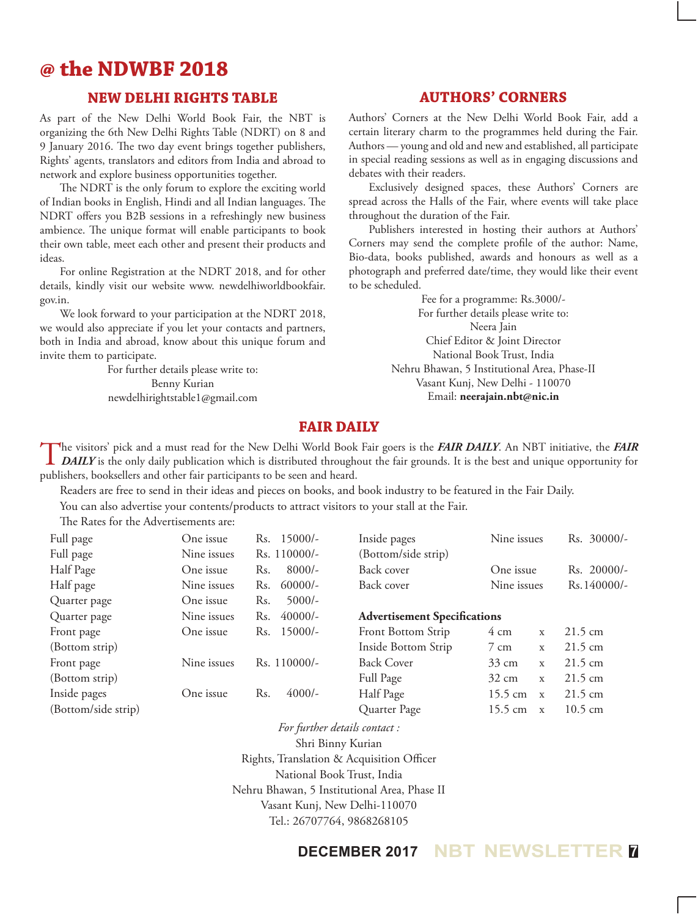# @ the NDWBF 2018

## NEW DELHI RIGHTS TABLE

As part of the New Delhi World Book Fair, the NBT is organizing the 6th New Delhi Rights Table (NDRT) on 8 and 9 January 2016. The two day event brings together publishers, Rights' agents, translators and editors from India and abroad to network and explore business opportunities together.

The NDRT is the only forum to explore the exciting world of Indian books in English, Hindi and all Indian languages. The NDRT offers you B2B sessions in a refreshingly new business ambience. The unique format will enable participants to book their own table, meet each other and present their products and ideas.

For online Registration at the NDRT 2018, and for other details, kindly visit our website www. newdelhiworldbookfair. gov.in.

We look forward to your participation at the NDRT 2018, we would also appreciate if you let your contacts and partners, both in India and abroad, know about this unique forum and invite them to participate.

For further details please write to:
Benny Kurian
newdelhirightstable1@gmail.com

## AUTHORS' CORNERS

Authors' Corners at the New Delhi World Book Fair, add a certain literary charm to the programmes held during the Fair. Authors — young and old and new and established, all participate in special reading sessions as well as in engaging discussions and debates with their readers.

Exclusively designed spaces, these Authors' Corners are spread across the Halls of the Fair, where events will take place throughout the duration of the Fair.

Publishers interested in hosting their authors at Authors' Corners may send the complete profile of the author: Name, Bio-data, books published, awards and honours as well as a photograph and preferred date/time, they would like their event to be scheduled.

Fee for a programme: Rs.3000/-
For further details please write to:
Neera Jain
Chief Editor & Joint Director
National Book Trust, India
Nehru Bhawan, 5 Institutional Area, Phase-II
Vasant Kunj, New Delhi - 110070
Email: **neerajain.nbt@nic.in**

## FAIR DAILY

The visitors' pick and a must read for the New Delhi World Book Fair goers is the ***FAIR DAILY***. An NBT initiative, the ***FAIR DAILY*** is the only daily publication which is distributed throughout the fair grounds. It is the best and unique opportunity for publishers, booksellers and other fair participants to be seen and heard.

Readers are free to send in their ideas and pieces on books, and book industry to be featured in the Fair Daily.

You can also advertise your contents/products to attract visitors to your stall at the Fair.

The Rates for the Advertisements are:

| | | |
|---|---|---|
| Full page | One issue | Rs. 15000/- |
| Full page | Nine issues | Rs. 110000/- |
| Half Page | One issue | Rs. 8000/- |
| Half page | Nine issues | Rs. 60000/- |
| Quarter page | One issue | Rs. 5000/- |
| Quarter page | Nine issues | Rs. 40000/- |
| Front page (Bottom strip) | One issue | Rs. 15000/- |
| Front page (Bottom strip) | Nine issues | Rs. 110000/- |
| Inside pages (Bottom/side strip) | One issue | Rs. 4000/- |
| Inside pages (Bottom/side strip) | Nine issues | Rs. 30000/- |
| Back cover | One issue | Rs. 20000/- |
| Back cover | Nine issues | Rs. 140000/- |

**Advertisement Specifications**

| | | | |
|---|---|---|---|
| Front Bottom Strip | 4 cm | x | 21.5 cm |
| Inside Bottom Strip | 7 cm | x | 21.5 cm |
| Back Cover | 33 cm | x | 21.5 cm |
| Full Page | 32 cm | x | 21.5 cm |
| Half Page | 15.5 cm | x | 21.5 cm |
| Quarter Page | 15.5 cm | x | 10.5 cm |

*For further details contact :*
Shri Binny Kurian
Rights, Translation & Acquisition Officer
National Book Trust, India
Nehru Bhawan, 5 Institutional Area, Phase II
Vasant Kunj, New Delhi-110070
Tel.: 26707764, 9868268105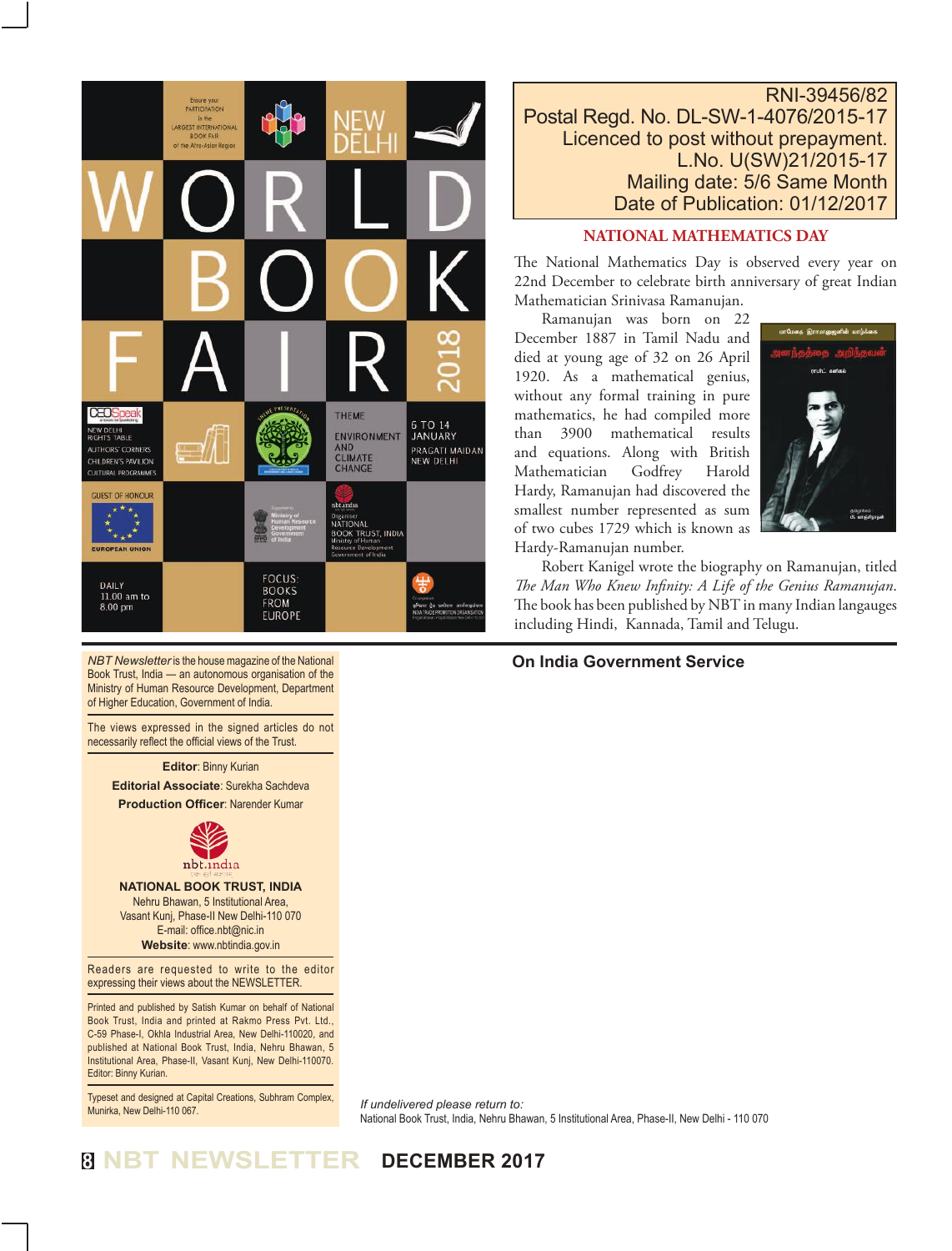WORLD BOOK FAIR 2018

NEW DELHI

Ensure your PARTICIPATION in the LARGEST INTERNATIONAL BOOK FAIR of the Afro-Asian Region

CEOSpeak

NEW DELHI RIGHTS TABLE

AUTHORS' CORNERS

CHILDREN'S PAVILION

CULTURAL PROGRAMMES

THEME

ENVIRONMENT AND CLIMATE CHANGE

6 TO 14 JANUARY

PRAGATI MAIDAN NEW DELHI

GUEST OF HONOUR

EUROPEAN UNION

Supported by Ministry of Human Resource Development Government of India

Organiser NATIONAL BOOK TRUST, INDIA Ministry of Human Resource Development Government of India

DAILY 11.00 am to 8.00 pm

FOCUS: BOOKS FROM EUROPE

Co-organiser INDIA TRADE PROMOTION ORGANISATION

RNI-39456/82
Postal Regd. No. DL-SW-1-4076/2015-17
Licenced to post without prepayment.
L.No. U(SW)21/2015-17
Mailing date: 5/6 Same Month
Date of Publication: 01/12/2017

## NATIONAL MATHEMATICS DAY

The National Mathematics Day is observed every year on 22nd December to celebrate birth anniversary of great Indian Mathematician Srinivasa Ramanujan.

Ramanujan was born on 22 December 1887 in Tamil Nadu and died at young age of 32 on 26 April 1920. As a mathematical genius, without any formal training in pure mathematics, he had compiled more than 3900 mathematical results and equations. Along with British Mathematician Godfrey Harold Hardy, Ramanujan had discovered the smallest number represented as sum of two cubes 1729 which is known as Hardy-Ramanujan number.

Robert Kanigel wrote the biography on Ramanujan, titled *The Man Who Knew Infinity: A Life of the Genius Ramanujan*. The book has been published by NBT in many Indian langauges including Hindi, Kannada, Tamil and Telugu.

*NBT Newsletter* is the house magazine of the National Book Trust, India — an autonomous organisation of the Ministry of Human Resource Development, Department of Higher Education, Government of India.

The views expressed in the signed articles do not necessarily reflect the official views of the Trust.

**Editor**: Binny Kurian
**Editorial Associate**: Surekha Sachdeva
**Production Officer**: Narender Kumar

nbt.india

**NATIONAL BOOK TRUST, INDIA**
Nehru Bhawan, 5 Institutional Area,
Vasant Kunj, Phase-II New Delhi-110 070
E-mail: office.nbt@nic.in
**Website**: www.nbtindia.gov.in

Readers are requested to write to the editor expressing their views about the NEWSLETTER.

Printed and published by Satish Kumar on behalf of National Book Trust, India and printed at Rakmo Press Pvt. Ltd., C-59 Phase-I, Okhla Industrial Area, New Delhi-110020, and published at National Book Trust, India, Nehru Bhawan, 5 Institutional Area, Phase-II, Vasant Kunj, New Delhi-110070. Editor: Binny Kurian.

Typeset and designed at Capital Creations, Subhram Complex, Munirka, New Delhi-110 067.

**On India Government Service**

*If undelivered please return to:*
National Book Trust, India, Nehru Bhawan, 5 Institutional Area, Phase-II, New Delhi - 110 070